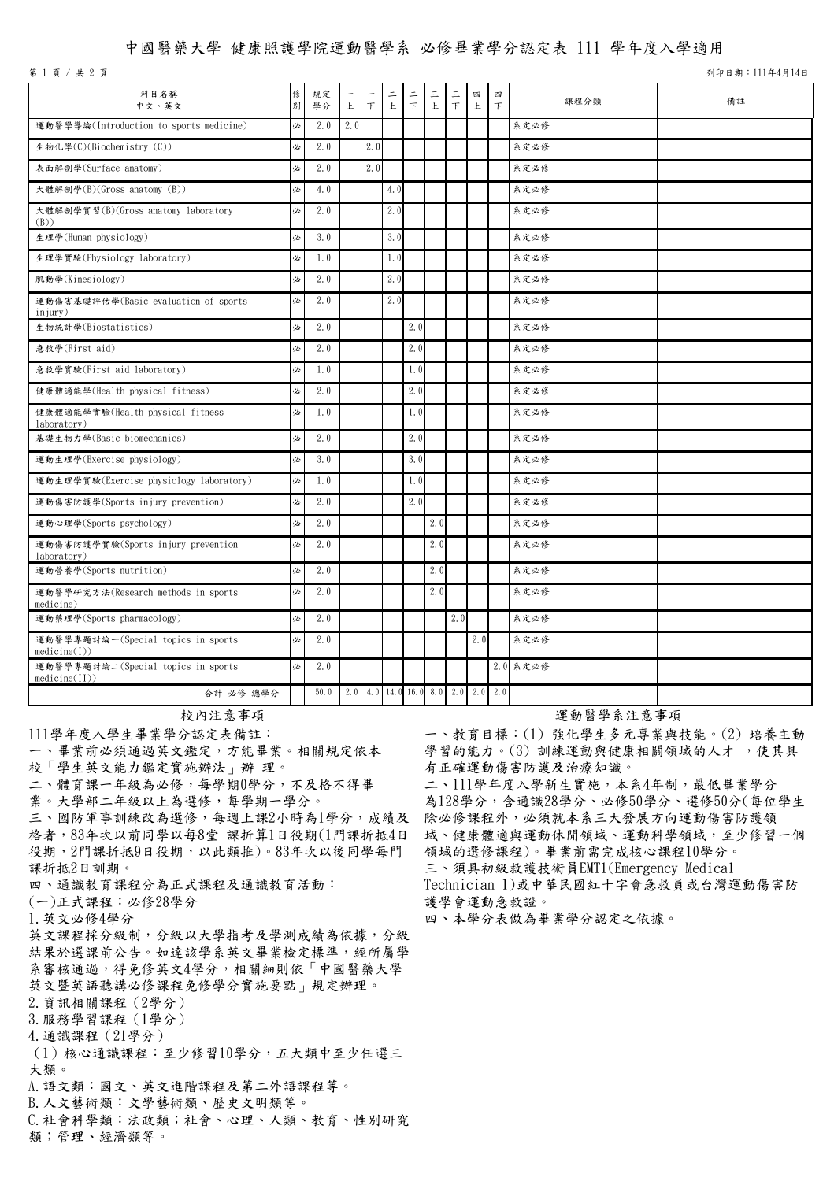# 中國醫藥大學 健康照護學院運動醫學系 必修畢業學分認定表 111 學年度入學適用

列印日期：111年4月14日

| 科目名稱<br>中文、英文 | 修別 | 規定學分 | 一上 | 一下 | 二上 | 二下 | 三上 | 三下 | 四上 | 四下 | 課程分類 | 備註 |
|---|---|---|---|---|---|---|---|---|---|---|---|---|
| 運動醫學導論(Introduction to sports medicine) | 必 | 2.0 | 2.0 | | | | | | | | 系定必修 | |
| 生物化學(C)(Biochemistry (C)) | 必 | 2.0 | | 2.0 | | | | | | | 系定必修 | |
| 表面解剖學(Surface anatomy) | 必 | 2.0 | | 2.0 | | | | | | | 系定必修 | |
| 大體解剖學(B)(Gross anatomy (B)) | 必 | 4.0 | | | 4.0 | | | | | | 系定必修 | |
| 大體解剖學實習(B)(Gross anatomy laboratory (B)) | 必 | 2.0 | | | 2.0 | | | | | | 系定必修 | |
| 生理學(Human physiology) | 必 | 3.0 | | | 3.0 | | | | | | 系定必修 | |
| 生理學實驗(Physiology laboratory) | 必 | 1.0 | | | 1.0 | | | | | | 系定必修 | |
| 肌動學(Kinesiology) | 必 | 2.0 | | | 2.0 | | | | | | 系定必修 | |
| 運動傷害基礎評估學(Basic evaluation of sports injury) | 必 | 2.0 | | | 2.0 | | | | | | 系定必修 | |
| 生物統計學(Biostatistics) | 必 | 2.0 | | | | 2.0 | | | | | 系定必修 | |
| 急救學(First aid) | 必 | 2.0 | | | | 2.0 | | | | | 系定必修 | |
| 急救學實驗(First aid laboratory) | 必 | 1.0 | | | | 1.0 | | | | | 系定必修 | |
| 健康體適能學(Health physical fitness) | 必 | 2.0 | | | | 2.0 | | | | | 系定必修 | |
| 健康體適能學實驗(Health physical fitness laboratory) | 必 | 1.0 | | | | 1.0 | | | | | 系定必修 | |
| 基礎生物力學(Basic biomechanics) | 必 | 2.0 | | | | 2.0 | | | | | 系定必修 | |
| 運動生理學(Exercise physiology) | 必 | 3.0 | | | | 3.0 | | | | | 系定必修 | |
| 運動生理學實驗(Exercise physiology laboratory) | 必 | 1.0 | | | | 1.0 | | | | | 系定必修 | |
| 運動傷害防護學(Sports injury prevention) | 必 | 2.0 | | | | 2.0 | | | | | 系定必修 | |
| 運動心理學(Sports psychology) | 必 | 2.0 | | | | | 2.0 | | | | 系定必修 | |
| 運動傷害防護學實驗(Sports injury prevention laboratory) | 必 | 2.0 | | | | | 2.0 | | | | 系定必修 | |
| 運動營養學(Sports nutrition) | 必 | 2.0 | | | | | 2.0 | | | | 系定必修 | |
| 運動醫學研究方法(Research methods in sports medicine) | 必 | 2.0 | | | | | 2.0 | | | | 系定必修 | |
| 運動藥理學(Sports pharmacology) | 必 | 2.0 | | | | | | 2.0 | | | 系定必修 | |
| 運動醫學專題討論一(Special topics in sports medicine(I)) | 必 | 2.0 | | | | | | | 2.0 | | 系定必修 | |
| 運動醫學專題討論二(Special topics in sports medicine(II)) | 必 | 2.0 | | | | | | | | 2.0 | 系定必修 | |
| 合計 必修 總學分 | | 50.0 | 2.0 | 4.0 | 14.0 | 16.0 | 8.0 | 2.0 | 2.0 | 2.0 | | |

## 校內注意事項

111學年度入學生畢業學分認定表備註：

一、畢業前必須通過英文鑑定，方能畢業。相關規定依本校「學生英文能力鑑定實施辦法」辦 理。

二、體育課一年級為必修，每學期0學分，不及格不得畢業。大學部二年級以上為選修，每學期一學分。

三、國防軍事訓練改為選修，每週上課2小時為1學分，成績及格者，83年次以前同學以每8堂 課折算1日役期(1門課折抵4日役期，2門課折抵9日役期，以此類推)。83年次以後同學每門課折抵2日訓期。

四、通識教育課程分為正式課程及通識教育活動：

(一)正式課程：必修28學分

1.英文必修4學分

英文課程採分級制，分級以大學指考及學測成績為依據，分級結果於選課前公告。如達該學系英文畢業檢定標準，經所屬學系審核通過，得免修英文4學分，相關細則依「中國醫藥大學英文暨英語聽講必修課程免修學分實施要點」規定辦理。

2.資訊相關課程（2學分）

3.服務學習課程（1學分）

4.通識課程（21學分）

（1）核心通識課程：至少修習10學分，五大類中至少任選三大類。

A.語文類：國文、英文進階課程及第二外語課程等。

B.人文藝術類：文學藝術類、歷史文明類等。

C.社會科學類：法政類；社會、心理、人類、教育、性別研究類；管理、經濟類等。

## 運動醫學系注意事項

一、教育目標：(1) 強化學生多元專業與技能。(2) 培養主動學習的能力。(3) 訓練運動與健康相關領域的人才 ，使其具有正確運動傷害防護及治療知識。

二、111學年度入學新生實施，本系4年制，最低畢業學分為128學分，含通識28學分、必修50學分、選修50分(每位學生除必修課程外，必須就本系三大發展方向運動傷害防護領域、健康體適與運動休閒領域、運動科學領域，至少修習一個領域的選修課程)。畢業前需完成核心課程10學分。

三、須具初級救護技術員EMT1(Emergency Medical Technician 1)或中華民國紅十字會急救員或台灣運動傷害防護學會運動急救證。

四、本學分表做為畢業學分認定之依據。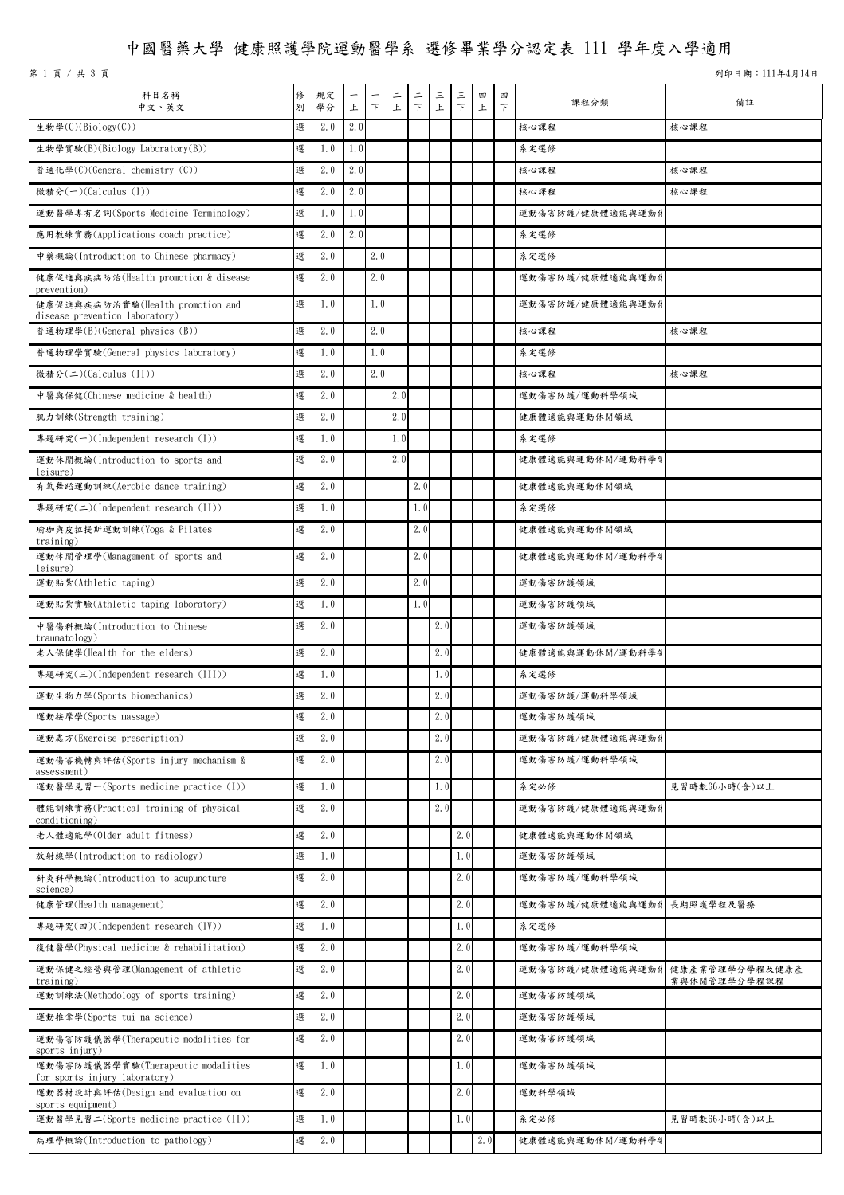# 中國醫藥大學 健康照護學院運動醫學系 選修畢業學分認定表 111 學年度入學適用

列印日期：111年4月14日

| 科目名稱<br>中文、英文 | 修別 | 規定學分 | 一上 | 一下 | 二上 | 二下 | 三上 | 三下 | 四上 | 四下 | 課程分類 | 備註 |
|---|---|---|---|---|---|---|---|---|---|---|---|---|
| 生物學(C)(Biology(C)) | 選 | 2.0 | 2.0 | | | | | | | | 核心課程 | 核心課程 |
| 生物學實驗(B)(Biology Laboratory(B)) | 選 | 1.0 | 1.0 | | | | | | | | 系定選修 | |
| 普通化學(C)(General chemistry (C)) | 選 | 2.0 | 2.0 | | | | | | | | 核心課程 | 核心課程 |
| 微積分(一)(Calculus (I)) | 選 | 2.0 | 2.0 | | | | | | | | 核心課程 | 核心課程 |
| 運動醫學專有名詞(Sports Medicine Terminology) | 選 | 1.0 | 1.0 | | | | | | | | 運動傷害防護/健康體適能與運動休 | |
| 應用教練實務(Applications coach practice) | 選 | 2.0 | 2.0 | | | | | | | | 系定選修 | |
| 中藥概論(Introduction to Chinese pharmacy) | 選 | 2.0 | | 2.0 | | | | | | | 系定選修 | |
| 健康促進與疾病防治(Health promotion & disease prevention) | 選 | 2.0 | | 2.0 | | | | | | | 運動傷害防護/健康體適能與運動休 | |
| 健康促進與疾病防治實驗(Health promotion and disease prevention laboratory) | 選 | 1.0 | | 1.0 | | | | | | | 運動傷害防護/健康體適能與運動休 | |
| 普通物理學(B)(General physics (B)) | 選 | 2.0 | | 2.0 | | | | | | | 核心課程 | 核心課程 |
| 普通物理學實驗(General physics laboratory) | 選 | 1.0 | | 1.0 | | | | | | | 系定選修 | |
| 微積分(二)(Calculus (II)) | 選 | 2.0 | | 2.0 | | | | | | | 核心課程 | 核心課程 |
| 中醫與保健(Chinese medicine & health) | 選 | 2.0 | | | 2.0 | | | | | | 運動傷害防護/運動科學領域 | |
| 肌力訓練(Strength training) | 選 | 2.0 | | | 2.0 | | | | | | 健康體適能與運動休閒領域 | |
| 專題研究(一)(Independent research (I)) | 選 | 1.0 | | | 1.0 | | | | | | 系定選修 | |
| 運動休閒概論(Introduction to sports and leisure) | 選 | 2.0 | | | 2.0 | | | | | | 健康體適能與運動休閒/運動科學領 | |
| 有氧舞蹈運動訓練(Aerobic dance training) | 選 | 2.0 | | | | 2.0 | | | | | 健康體適能與運動休閒領域 | |
| 專題研究(二)(Independent research (II)) | 選 | 1.0 | | | | 1.0 | | | | | 系定選修 | |
| 瑜珈與皮拉提斯運動訓練(Yoga & Pilates training) | 選 | 2.0 | | | | 2.0 | | | | | 健康體適能與運動休閒領域 | |
| 運動休閒管理學(Management of sports and leisure) | 選 | 2.0 | | | | 2.0 | | | | | 健康體適能與運動休閒/運動科學領 | |
| 運動貼紮(Athletic taping) | 選 | 2.0 | | | | 2.0 | | | | | 運動傷害防護領域 | |
| 運動貼紮實驗(Athletic taping laboratory) | 選 | 1.0 | | | | 1.0 | | | | | 運動傷害防護領域 | |
| 中醫傷科概論(Introduction to Chinese traumatology) | 選 | 2.0 | | | | | 2.0 | | | | 運動傷害防護領域 | |
| 老人保健學(Health for the elders) | 選 | 2.0 | | | | | 2.0 | | | | 健康體適能與運動休閒/運動科學領 | |
| 專題研究(三)(Independent research (III)) | 選 | 1.0 | | | | | 1.0 | | | | 系定選修 | |
| 運動生物力學(Sports biomechanics) | 選 | 2.0 | | | | | 2.0 | | | | 運動傷害防護/運動科學領域 | |
| 運動按摩學(Sports massage) | 選 | 2.0 | | | | | 2.0 | | | | 運動傷害防護領域 | |
| 運動處方(Exercise prescription) | 選 | 2.0 | | | | | 2.0 | | | | 運動傷害防護/健康體適能與運動休 | |
| 運動傷害機轉與評估(Sports injury mechanism & assessment) | 選 | 2.0 | | | | | 2.0 | | | | 運動傷害防護/運動科學領域 | |
| 運動醫學見習一(Sports medicine practice (I)) | 選 | 1.0 | | | | | 1.0 | | | | 系定必修 | 見習時數66小時(含)以上 |
| 體能訓練實務(Practical training of physical conditioning) | 選 | 2.0 | | | | | 2.0 | | | | 運動傷害防護/健康體適能與運動休 | |
| 老人體適能學(Older adult fitness) | 選 | 2.0 | | | | | | 2.0 | | | 健康體適能與運動休閒領域 | |
| 放射線學(Introduction to radiology) | 選 | 1.0 | | | | | | 1.0 | | | 運動傷害防護領域 | |
| 針灸科學概論(Introduction to acupuncture science) | 選 | 2.0 | | | | | | 2.0 | | | 運動傷害防護/運動科學領域 | |
| 健康管理(Health management) | 選 | 2.0 | | | | | | 2.0 | | | 運動傷害防護/健康體適能與運動休 | 長期照護學程及醫療 |
| 專題研究(四)(Independent research (IV)) | 選 | 1.0 | | | | | | 1.0 | | | 系定選修 | |
| 復健醫學(Physical medicine & rehabilitation) | 選 | 2.0 | | | | | | 2.0 | | | 運動傷害防護/運動科學領域 | |
| 運動保健之經營與管理(Management of athletic training) | 選 | 2.0 | | | | | | 2.0 | | | 運動傷害防護/健康體適能與運動休 | 健康產業管理學分學程及健康產業與休閒管理學分學程課程 |
| 運動訓練法(Methodology of sports training) | 選 | 2.0 | | | | | | 2.0 | | | 運動傷害防護領域 | |
| 運動推拿學(Sports tui-na science) | 選 | 2.0 | | | | | | 2.0 | | | 運動傷害防護領域 | |
| 運動傷害防護儀器學(Therapeutic modalities for sports injury) | 選 | 2.0 | | | | | | 2.0 | | | 運動傷害防護領域 | |
| 運動傷害防護儀器學實驗(Therapeutic modalities for sports injury laboratory) | 選 | 1.0 | | | | | | 1.0 | | | 運動傷害防護領域 | |
| 運動器材設計與評估(Design and evaluation on sports equipment) | 選 | 2.0 | | | | | | 2.0 | | | 運動科學領域 | |
| 運動醫學見習二(Sports medicine practice (II)) | 選 | 1.0 | | | | | | 1.0 | | | 系定必修 | 見習時數66小時(含)以上 |
| 病理學概論(Introduction to pathology) | 選 | 2.0 | | | | | | | 2.0 | | 健康體適能與運動休閒/運動科學領 | |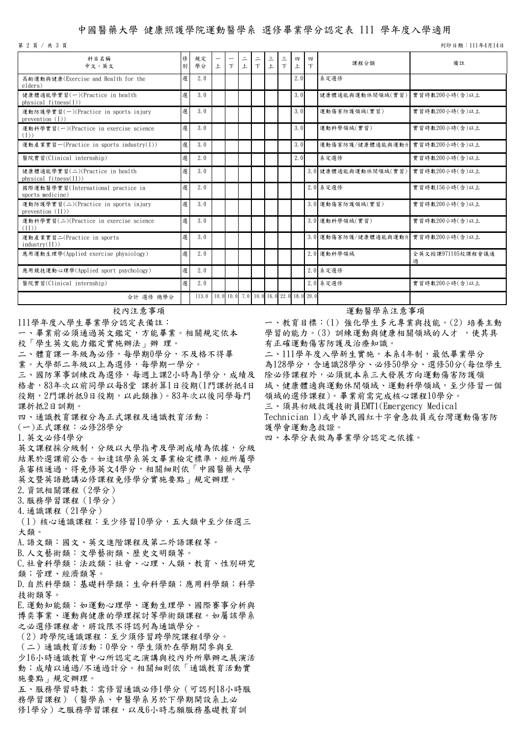# 中國醫藥大學 健康照護學院運動醫學系 選修畢業學分認定表 111 學年度入學適用

| 科目名稱<br>中文、英文 | 修別 | 規定學分 | 一上 | 一下 | 二上 | 二下 | 三上 | 三下 | 四上 | 四下 | 課程分類 | 備註 |
|---|---|---|---|---|---|---|---|---|---|---|---|---|
| 高齡運動與健康(Exercise and Health for the elders) | 選 | 2.0 | | | | | | | 2.0 | | 系定選修 | |
| 健康體適能學實習(一)(Practice in health physical fitness(I)) | 選 | 3.0 | | | | | | | 3.0 | | 健康體適能與運動休閒領域(實習) | 實習時數200小時(含)以上 |
| 運動防護學實習(一)(Practice in sports injury prevention (I)) | 選 | 3.0 | | | | | | | 3.0 | | 運動傷害防護領域(實習) | 實習時數200小時(含)以上 |
| 運動科學實習(一)(Practice in exercise science (I)) | 選 | 3.0 | | | | | | | 3.0 | | 運動科學領域(實習) | 實習時數200小時(含)以上 |
| 運動產業實習一(Practice in sports industry(I)) | 選 | 3.0 | | | | | | | 3.0 | | 運動傷害防護/健康體適能與運動( | 實習時數200小時(含)以上 |
| 醫院實習(Clinical internship) | 選 | 2.0 | | | | | | | 2.0 | | 系定選修 | 實習時數200小時(含)以上 |
| 健康體適能學實習(二)(Practice in health physical fitness(II)) | 選 | 3.0 | | | | | | | | 3.0 | 健康體適能與運動休閒領域(實習) | 實習時數200小時(含)以上 |
| 國際運動醫學實習(International practice in sports medicine) | 選 | 2.0 | | | | | | | | 2.0 | 系定選修 | 實習時數156小時(含)以上 |
| 運動防護學實習(二)(Practice in sports injury prevention (II)) | 選 | 3.0 | | | | | | | | 3.0 | 運動傷害防護領域(實習) | 實習時數200小時(含)以上 |
| 運動科學實習(二)(Practice in exercise science (II)) | 選 | 3.0 | | | | | | | | 3.0 | 運動科學領域(實習) | 實習時數200小時(含)以上 |
| 運動產業實習二(Practice in sports industry(II)) | 選 | 3.0 | | | | | | | | 3.0 | 運動傷害防護/健康體適能與運動( | 實習時數200小時(含)以上 |
| 應用運動生理學(Applied exercise physiology) | 選 | 2.0 | | | | | | | | 2.0 | 運動科學領域 | 全英文授課971105校課程會議通過 |
| 應用競技運動心理學(Applied sport psychology) | 選 | 2.0 | | | | | | | | 2.0 | 系定選修 | |
| 醫院實習(Clinical internship) | 選 | 2.0 | | | | | | | | 2.0 | 系定選修 | 實習時數200小時(含)以上 |
| 合計 選修 總學分 | | 113.0 | 10.0 | 10.0 | 7.0 | 10.0 | 16.0 | 22.0 | 18.0 | 20.0 | | |

## 校內注意事項

111學年度入學生畢業學分認定表備註：

一、畢業前必須通過英文鑑定，方能畢業。相關規定依本校「學生英文能力鑑定實施辦法」辦 理。

二、體育課一年級為必修，每學期0學分，不及格不得畢業。大學部二年級以上為選修，每學期一學分。

三、國防軍事訓練改為選修，每週上課2小時為1學分，成績及格者，83年次以前同學以每8堂 課折算1日役期(1門課折抵4日役期，2門課折抵9日役期，以此類推)。83年次以後同學每門課折抵2日訓期。

四、通識教育課程分為正式課程及通識教育活動：

(一)正式課程：必修28學分

1.英文必修4學分

英文課程採分級制，分級以大學指考及學測成績為依據，分級結果於選課前公告。如達該學系英文畢業檢定標準，經所屬學系審核通過，得免修英文4學分，相關細則依「中國醫藥大學英文暨英語聽講必修課程免修學分實施要點」規定辦理。

2.資訊相關課程（2學分）

3.服務學習課程（1學分）

4.通識課程（21學分）

（1）核心通識課程：至少修習10學分，五大類中至少任選三大類。

A.語文類：國文、英文進階課程及第二外語課程等。

B.人文藝術類：文學藝術類、歷史文明類等。

C.社會科學類：法政類；社會、心理、人類、教育、性別研究類；管理、經濟類等。

D.自然科學類：基礎科學類；生命科學類；應用科學類；科學技術類等。

E.運動知能類：如運動心理學、運動生理學、國際賽事分析與博奕事業、運動與健康的學理探討等學術類課程。如屬該學系之必選修課程者，將設限不得認列為通識學分。

（2）跨學院通識課程：至少須修習跨學院課程4學分。

（二）通識教育活動：0學分，學生須於在學期間參與至少16小時通識教育中心所認定之演講與校內外所舉辦之展演活動；成績以通過/不通過計分。相關細則依「通識教育活動實施要點」規定辦理。

五、服務學習時數：需修習通識必修1學分（可認列18小時服務學習課程）（醫學系、中醫學系另於下學期開設系上必修1學分）之服務學習課程，以及6小時志願服務基礎教育訓

## 運動醫學系注意事項

一、教育目標：(1) 強化學生多元專業與技能。(2) 培養主動學習的能力。(3) 訓練運動與健康相關領域的人才 ，使其具有正確運動傷害防護及治療知識。

二、111學年度入學新生實施，本系4年制，最低畢業學分為128學分，含通識28學分、必修50學分、選修50分(每位學生除必修課程外，必須就本系三大發展方向運動傷害防護領域、健康體適能與運動休閒領域、運動科學領域，至少修習一個領域的選修課程)。畢業前需完成核心課程10學分。

三、須具初級救護技術員EMT1(Emergency Medical Technician 1)或中華民國紅十字會急救員或台灣運動傷害防護學會運動急救證。

四、本學分表做為畢業學分認定之依據。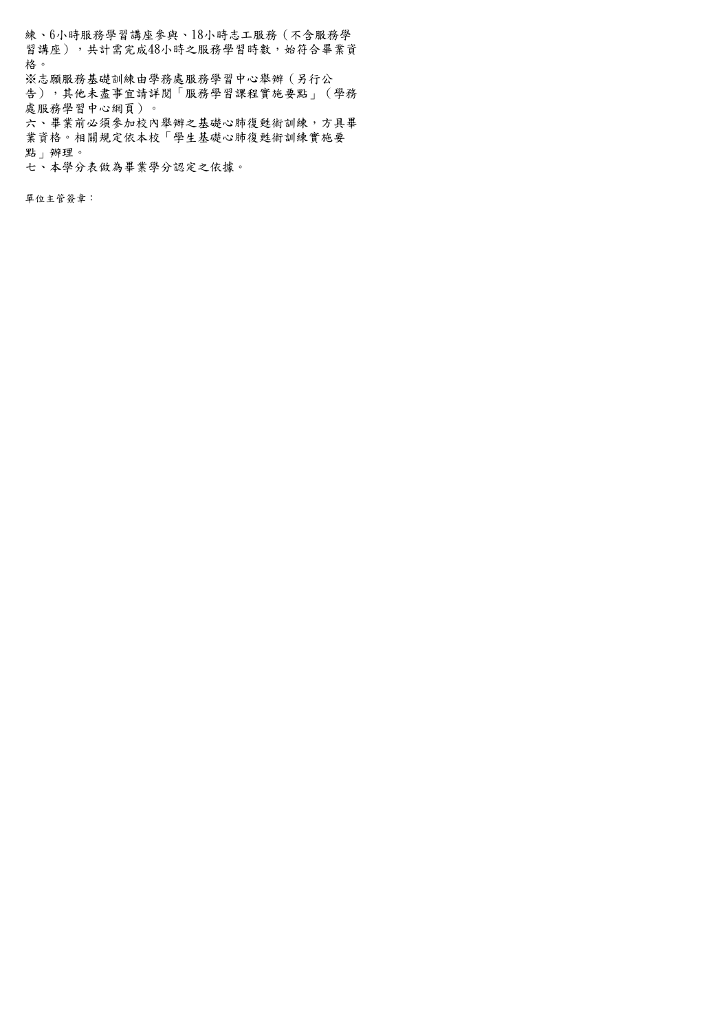練、6小時服務學習講座參與、18小時志工服務（不含服務學習講座），共計需完成48小時之服務學習時數，始符合畢業資格。

※志願服務基礎訓練由學務處服務學習中心舉辦（另行公告），其他未盡事宜請詳閱「服務學習課程實施要點」（學務處服務學習中心網頁）。

六、畢業前必須參加校內舉辦之基礎心肺復甦術訓練，方具畢業資格。相關規定依本校「學生基礎心肺復甦術訓練實施要點」辦理。

七、本學分表做為畢業學分認定之依據。

單位主管簽章：